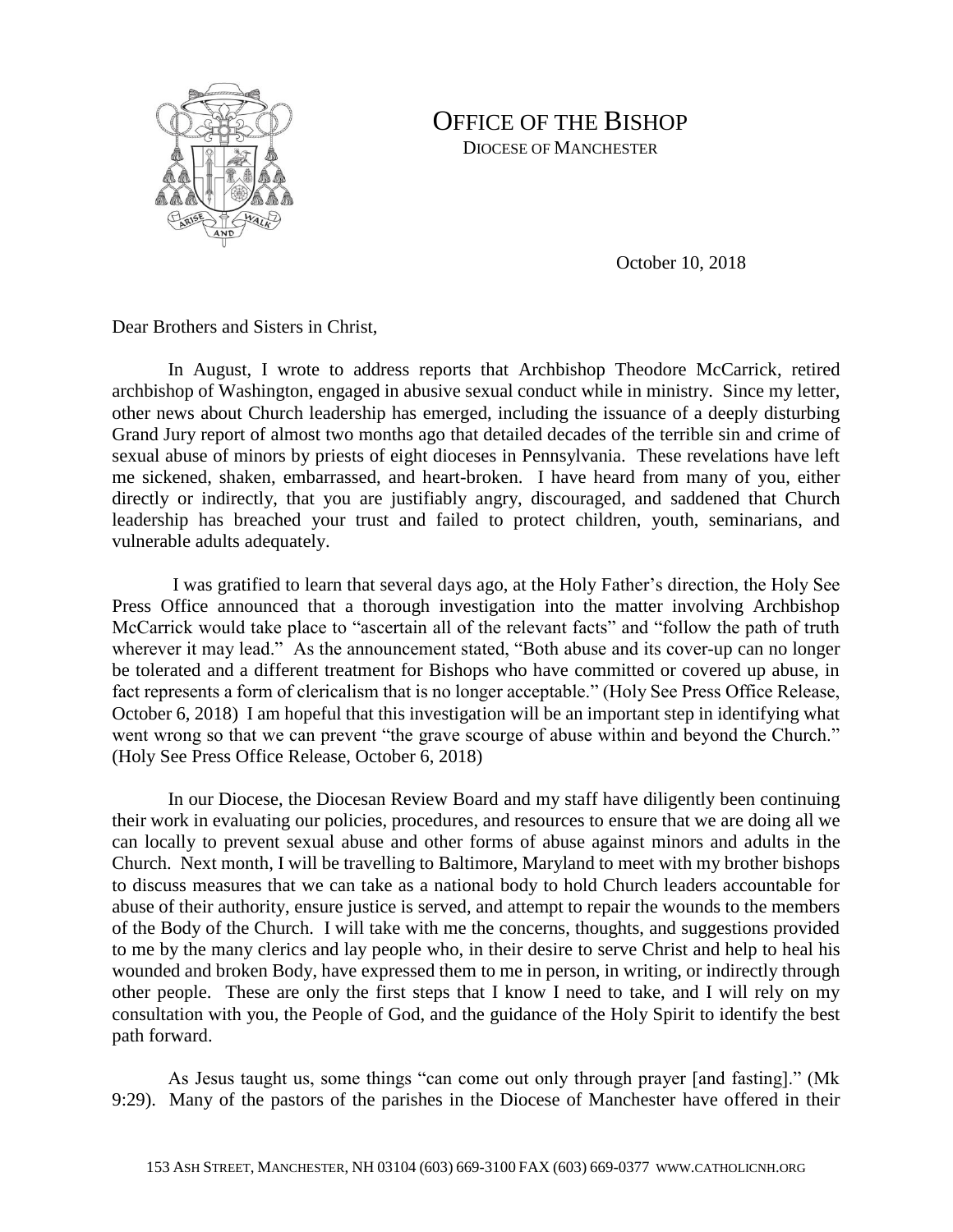# OFFICE OF THE BISHOP

DIOCESE OF MANCHESTER

October 10, 2018

Dear Brothers and Sisters in Christ,

In August, I wrote to address reports that Archbishop Theodore McCarrick, retired archbishop of Washington, engaged in abusive sexual conduct while in ministry. Since my letter, other news about Church leadership has emerged, including the issuance of a deeply disturbing Grand Jury report of almost two months ago that detailed decades of the terrible sin and crime of sexual abuse of minors by priests of eight dioceses in Pennsylvania. These revelations have left me sickened, shaken, embarrassed, and heart-broken. I have heard from many of you, either directly or indirectly, that you are justifiably angry, discouraged, and saddened that Church leadership has breached your trust and failed to protect children, youth, seminarians, and vulnerable adults adequately.

I was gratified to learn that several days ago, at the Holy Father's direction, the Holy See Press Office announced that a thorough investigation into the matter involving Archbishop McCarrick would take place to "ascertain all of the relevant facts" and "follow the path of truth wherever it may lead." As the announcement stated, "Both abuse and its cover-up can no longer be tolerated and a different treatment for Bishops who have committed or covered up abuse, in fact represents a form of clericalism that is no longer acceptable." (Holy See Press Office Release, October 6, 2018) I am hopeful that this investigation will be an important step in identifying what went wrong so that we can prevent "the grave scourge of abuse within and beyond the Church." (Holy See Press Office Release, October 6, 2018)

In our Diocese, the Diocesan Review Board and my staff have diligently been continuing their work in evaluating our policies, procedures, and resources to ensure that we are doing all we can locally to prevent sexual abuse and other forms of abuse against minors and adults in the Church. Next month, I will be travelling to Baltimore, Maryland to meet with my brother bishops to discuss measures that we can take as a national body to hold Church leaders accountable for abuse of their authority, ensure justice is served, and attempt to repair the wounds to the members of the Body of the Church. I will take with me the concerns, thoughts, and suggestions provided to me by the many clerics and lay people who, in their desire to serve Christ and help to heal his wounded and broken Body, have expressed them to me in person, in writing, or indirectly through other people. These are only the first steps that I know I need to take, and I will rely on my consultation with you, the People of God, and the guidance of the Holy Spirit to identify the best path forward.

As Jesus taught us, some things "can come out only through prayer [and fasting]." (Mk 9:29). Many of the pastors of the parishes in the Diocese of Manchester have offered in their

153 ASH STREET, MANCHESTER, NH 03104 (603) 669-3100 FAX (603) 669-0377 WWW.CATHOLICNH.ORG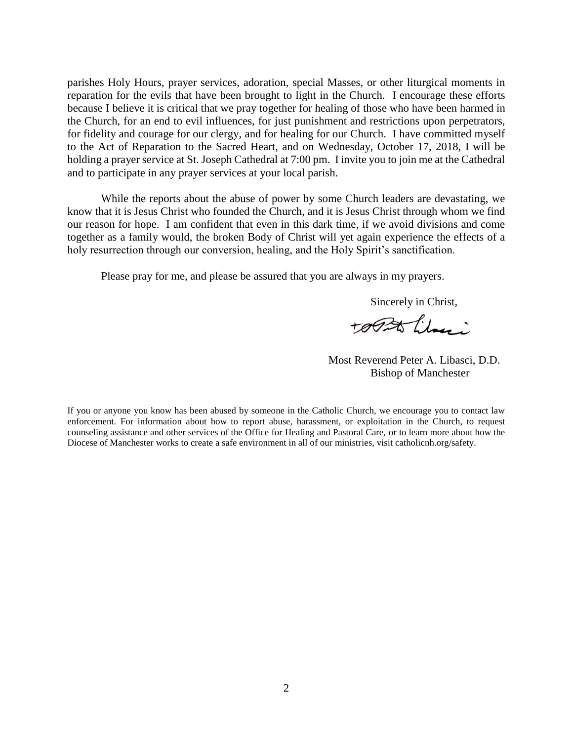parishes Holy Hours, prayer services, adoration, special Masses, or other liturgical moments in reparation for the evils that have been brought to light in the Church. I encourage these efforts because I believe it is critical that we pray together for healing of those who have been harmed in the Church, for an end to evil influences, for just punishment and restrictions upon perpetrators, for fidelity and courage for our clergy, and for healing for our Church. I have committed myself to the Act of Reparation to the Sacred Heart, and on Wednesday, October 17, 2018, I will be holding a prayer service at St. Joseph Cathedral at 7:00 pm. I invite you to join me at the Cathedral and to participate in any prayer services at your local parish.

While the reports about the abuse of power by some Church leaders are devastating, we know that it is Jesus Christ who founded the Church, and it is Jesus Christ through whom we find our reason for hope. I am confident that even in this dark time, if we avoid divisions and come together as a family would, the broken Body of Christ will yet again experience the effects of a holy resurrection through our conversion, healing, and the Holy Spirit's sanctification.

Please pray for me, and please be assured that you are always in my prayers.

Sincerely in Christ,

Most Reverend Peter A. Libasci, D.D.
Bishop of Manchester

If you or anyone you know has been abused by someone in the Catholic Church, we encourage you to contact law enforcement. For information about how to report abuse, harassment, or exploitation in the Church, to request counseling assistance and other services of the Office for Healing and Pastoral Care, or to learn more about how the Diocese of Manchester works to create a safe environment in all of our ministries, visit catholicnh.org/safety.